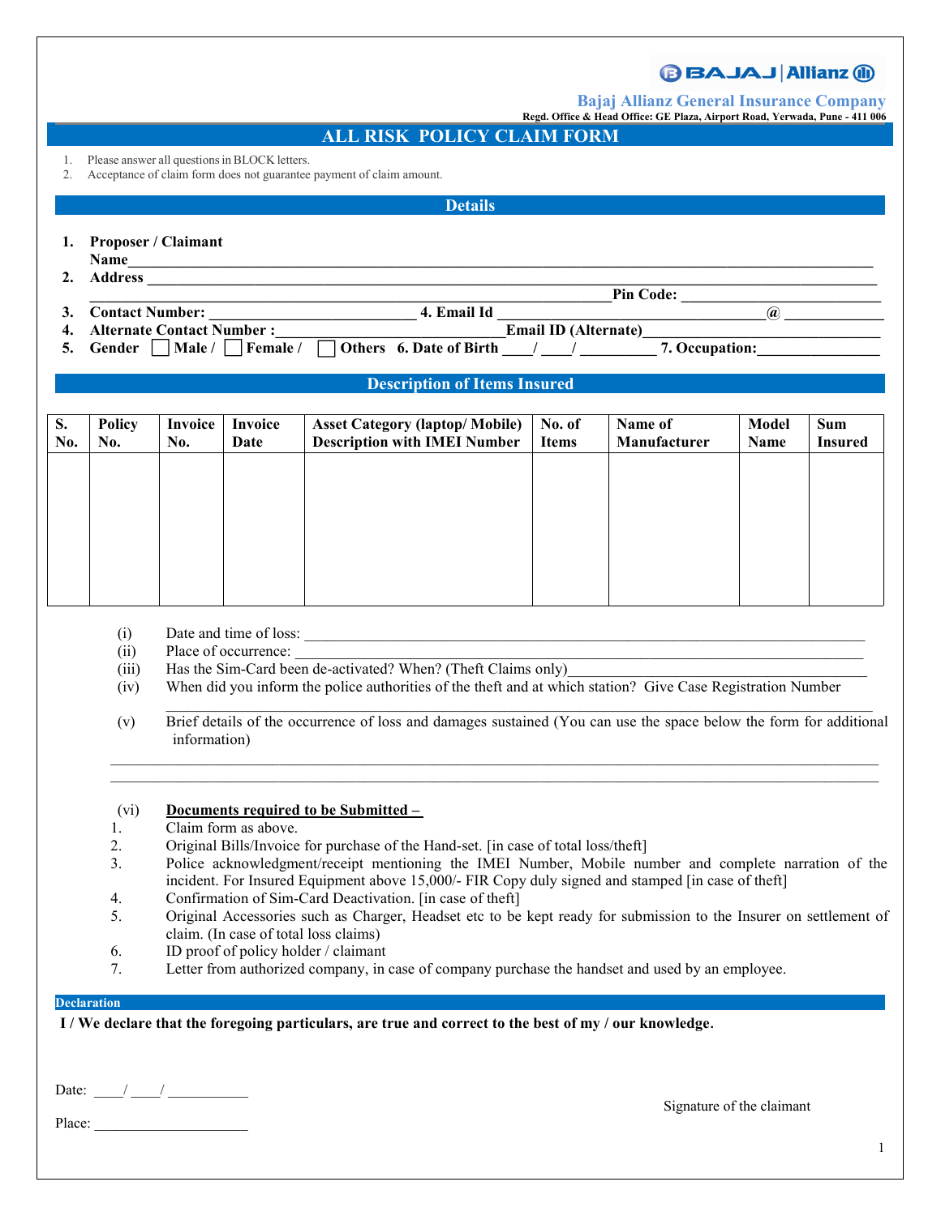BAJAJ | Allianz

**Bajaj Allianz General Insurance Company**

Regd. Office & Head Office: GE Plaza, Airport Road, Yerwada, Pune - 411 006

# ALL RISK POLICY CLAIM FORM

1. Please answer all questions in BLOCK letters.
2. Acceptance of claim form does not guarantee payment of claim amount.

## Details

1. **Proposer / Claimant Name**\_\_\_\_\_\_\_\_\_\_\_\_\_\_\_\_\_\_\_\_\_\_\_\_\_\_\_\_\_\_\_\_\_\_\_\_\_\_\_\_
2. **Address** \_\_\_\_\_\_\_\_\_\_\_\_\_\_\_\_\_\_\_\_\_\_\_\_\_\_\_\_\_\_\_\_\_\_\_\_\_\_\_\_ **Pin Code:** \_\_\_\_\_\_\_\_\_\_\_\_
3. **Contact Number:** \_\_\_\_\_\_\_\_\_\_\_\_ **4. Email Id** \_\_\_\_\_\_\_\_\_\_\_\_\_\_\_\_ **@** \_\_\_\_\_\_\_\_
4. **Alternate Contact Number :**\_\_\_\_\_\_\_\_\_\_\_\_ **Email ID (Alternate)**\_\_\_\_\_\_\_\_\_\_\_\_
5. **Gender** ☐ **Male /** ☐ **Female /** ☐ **Others** **6. Date of Birth** \_\_\_\_/ \_\_\_\_/ \_\_\_\_\_\_\_\_ **7. Occupation:**\_\_\_\_\_\_\_\_\_\_\_\_

## Description of Items Insured

| S. No. | Policy No. | Invoice No. | Invoice Date | Asset Category (laptop/ Mobile) Description with IMEI Number | No. of Items | Name of Manufacturer | Model Name | Sum Insured |
|---|---|---|---|---|---|---|---|---|
| | | | | | | | | |

(i) Date and time of loss: \_\_\_\_\_\_\_\_\_\_\_\_\_\_\_\_\_\_\_\_\_\_\_\_\_\_\_\_\_\_\_\_\_\_\_\_\_\_\_\_

(ii) Place of occurrence: \_\_\_\_\_\_\_\_\_\_\_\_\_\_\_\_\_\_\_\_\_\_\_\_\_\_\_\_\_\_\_\_\_\_\_\_\_\_\_\_

(iii) Has the Sim-Card been de-activated? When? (Theft Claims only)\_\_\_\_\_\_\_\_\_\_\_\_\_\_\_\_\_\_\_\_\_\_\_\_

(iv) When did you inform the police authorities of the theft and at which station? Give Case Registration Number \_\_\_\_\_\_\_\_\_\_\_\_\_\_\_\_\_\_\_\_\_\_\_\_\_\_\_\_\_\_\_\_\_\_\_\_\_\_\_\_

(v) Brief details of the occurrence of loss and damages sustained (You can use the space below the form for additional information)

\_\_\_\_\_\_\_\_\_\_\_\_\_\_\_\_\_\_\_\_\_\_\_\_\_\_\_\_\_\_\_\_\_\_\_\_\_\_\_\_\_\_\_\_\_\_\_\_\_\_\_\_\_\_\_\_\_\_\_\_\_\_\_\_

\_\_\_\_\_\_\_\_\_\_\_\_\_\_\_\_\_\_\_\_\_\_\_\_\_\_\_\_\_\_\_\_\_\_\_\_\_\_\_\_\_\_\_\_\_\_\_\_\_\_\_\_\_\_\_\_\_\_\_\_\_\_\_\_

(vi) **Documents required to be Submitted –**

1. Claim form as above.
2. Original Bills/Invoice for purchase of the Hand-set. [in case of total loss/theft]
3. Police acknowledgment/receipt mentioning the IMEI Number, Mobile number and complete narration of the incident. For Insured Equipment above 15,000/- FIR Copy duly signed and stamped [in case of theft]
4. Confirmation of Sim-Card Deactivation. [in case of theft]
5. Original Accessories such as Charger, Headset etc to be kept ready for submission to the Insurer on settlement of claim. (In case of total loss claims)
6. ID proof of policy holder / claimant
7. Letter from authorized company, in case of company purchase the handset and used by an employee.

## Declaration

**I / We declare that the foregoing particulars, are true and correct to the best of my / our knowledge.**

Date: \_\_\_\_/ \_\_\_\_/ \_\_\_\_\_\_\_\_\_\_

Place: \_\_\_\_\_\_\_\_\_\_\_\_\_\_\_\_\_\_\_\_

Signature of the claimant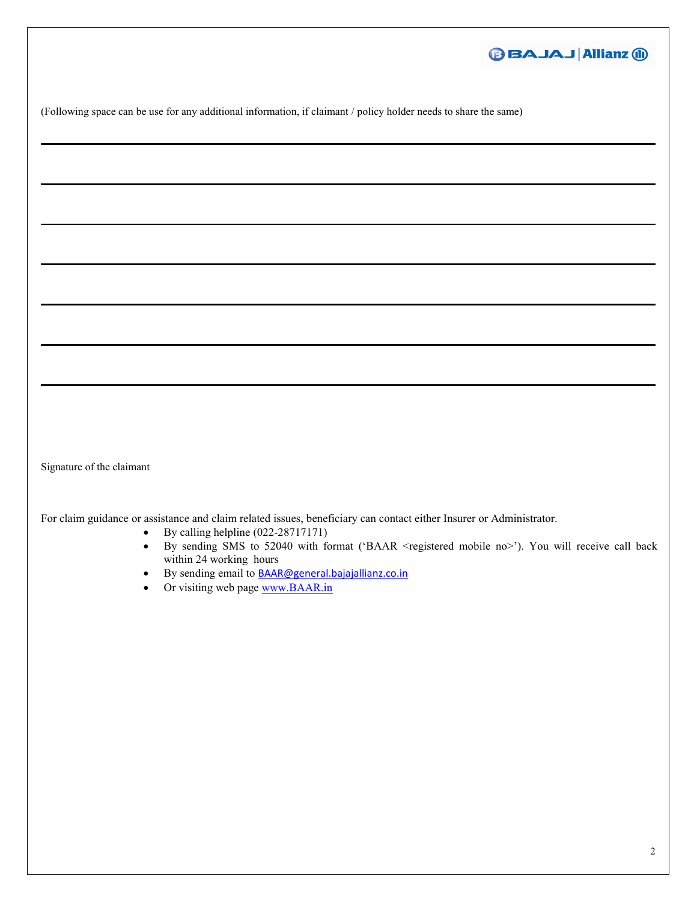(Following space can be use for any additional information, if claimant / policy holder needs to share the same)

Signature of the claimant

For claim guidance or assistance and claim related issues, beneficiary can contact either Insurer or Administrator.

- By calling helpline (022-28717171)
- By sending SMS to 52040 with format ('BAAR <registered mobile no>'). You will receive call back within 24 working hours
- By sending email to BAAR@general.bajajallianz.co.in
- Or visiting web page www.BAAR.in